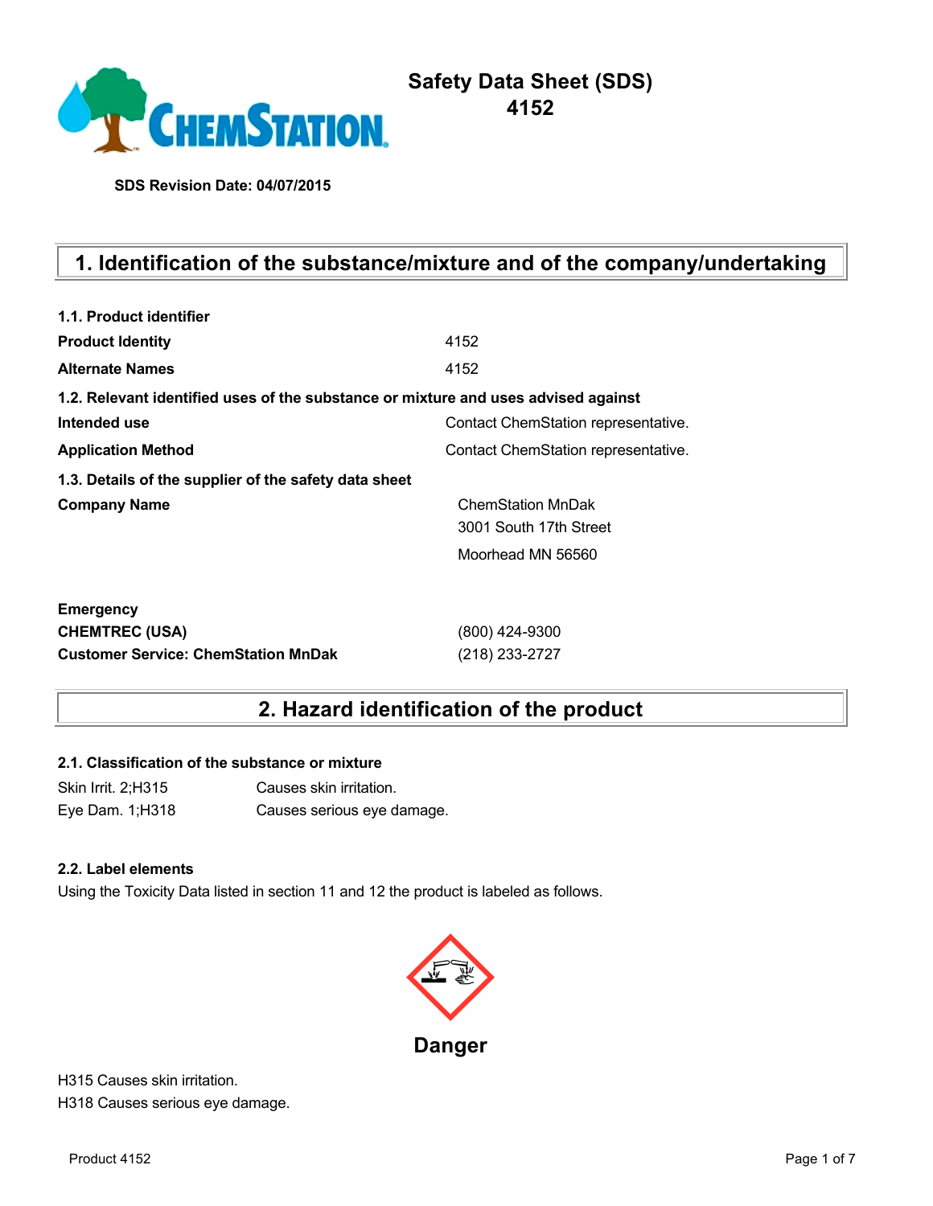# Safety Data Sheet (SDS)
# 4152

**SDS Revision Date: 04/07/2015**

## 1. Identification of the substance/mixture and of the company/undertaking

**1.1. Product identifier**

| | |
|---|---|
| **Product Identity** | 4152 |
| **Alternate Names** | 4152 |

**1.2. Relevant identified uses of the substance or mixture and uses advised against**

| | |
|---|---|
| **Intended use** | Contact ChemStation representative. |
| **Application Method** | Contact ChemStation representative. |

**1.3. Details of the supplier of the safety data sheet**

| | |
|---|---|
| **Company Name** | ChemStation MnDak<br>3001 South 17th Street<br>Moorhead MN 56560 |

**Emergency**

| | |
|---|---|
| **CHEMTREC (USA)** | (800) 424-9300 |
| **Customer Service: ChemStation MnDak** | (218) 233-2727 |

## 2. Hazard identification of the product

**2.1. Classification of the substance or mixture**

| | |
|---|---|
| Skin Irrit. 2;H315 | Causes skin irritation. |
| Eye Dam. 1;H318 | Causes serious eye damage. |

**2.2. Label elements**

Using the Toxicity Data listed in section 11 and 12 the product is labeled as follows.

**Danger**

H315 Causes skin irritation.
H318 Causes serious eye damage.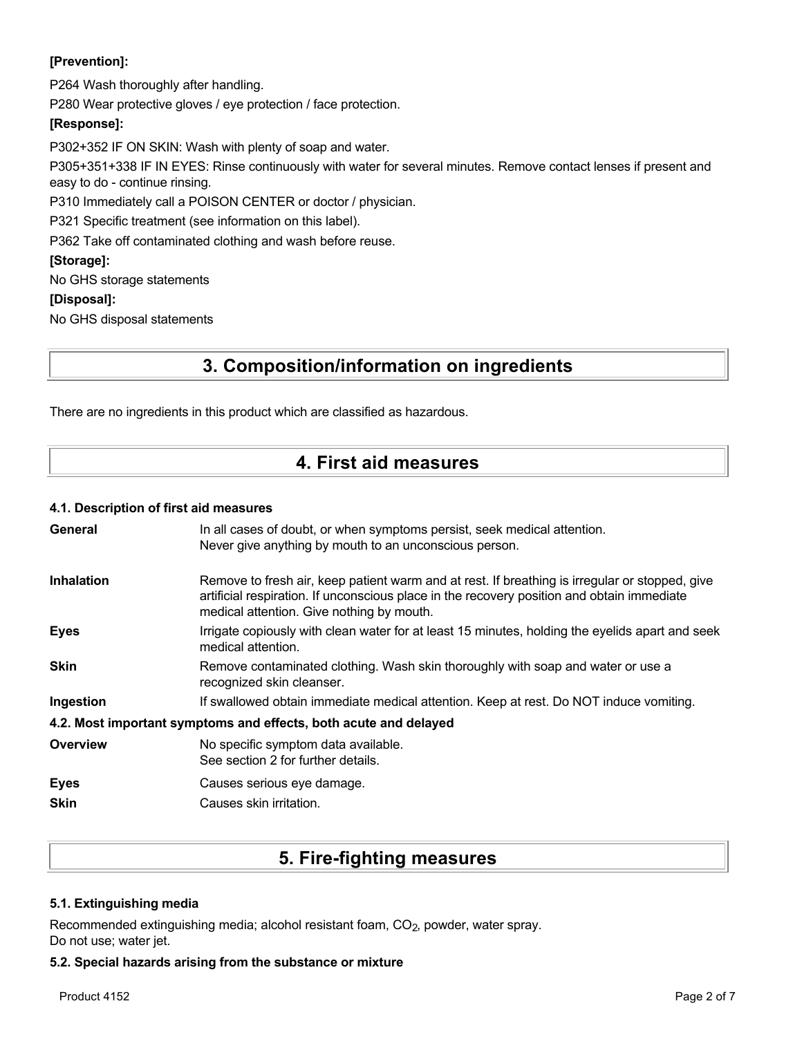**[Prevention]:**

P264 Wash thoroughly after handling.

P280 Wear protective gloves / eye protection / face protection.

**[Response]:**

P302+352 IF ON SKIN: Wash with plenty of soap and water.

P305+351+338 IF IN EYES: Rinse continuously with water for several minutes. Remove contact lenses if present and easy to do - continue rinsing.

P310 Immediately call a POISON CENTER or doctor / physician.

P321 Specific treatment (see information on this label).

P362 Take off contaminated clothing and wash before reuse.

**[Storage]:**

No GHS storage statements

**[Disposal]:**

No GHS disposal statements

# 3. Composition/information on ingredients

There are no ingredients in this product which are classified as hazardous.

# 4. First aid measures

### 4.1. Description of first aid measures

**General** In all cases of doubt, or when symptoms persist, seek medical attention. Never give anything by mouth to an unconscious person.

**Inhalation** Remove to fresh air, keep patient warm and at rest. If breathing is irregular or stopped, give artificial respiration. If unconscious place in the recovery position and obtain immediate medical attention. Give nothing by mouth.

**Eyes** Irrigate copiously with clean water for at least 15 minutes, holding the eyelids apart and seek medical attention.

**Skin** Remove contaminated clothing. Wash skin thoroughly with soap and water or use a recognized skin cleanser.

**Ingestion** If swallowed obtain immediate medical attention. Keep at rest. Do NOT induce vomiting.

### 4.2. Most important symptoms and effects, both acute and delayed

**Overview** No specific symptom data available. See section 2 for further details.

**Eyes** Causes serious eye damage.

**Skin** Causes skin irritation.

# 5. Fire-fighting measures

### 5.1. Extinguishing media

Recommended extinguishing media; alcohol resistant foam, $CO_2$, powder, water spray.
Do not use; water jet.

### 5.2. Special hazards arising from the substance or mixture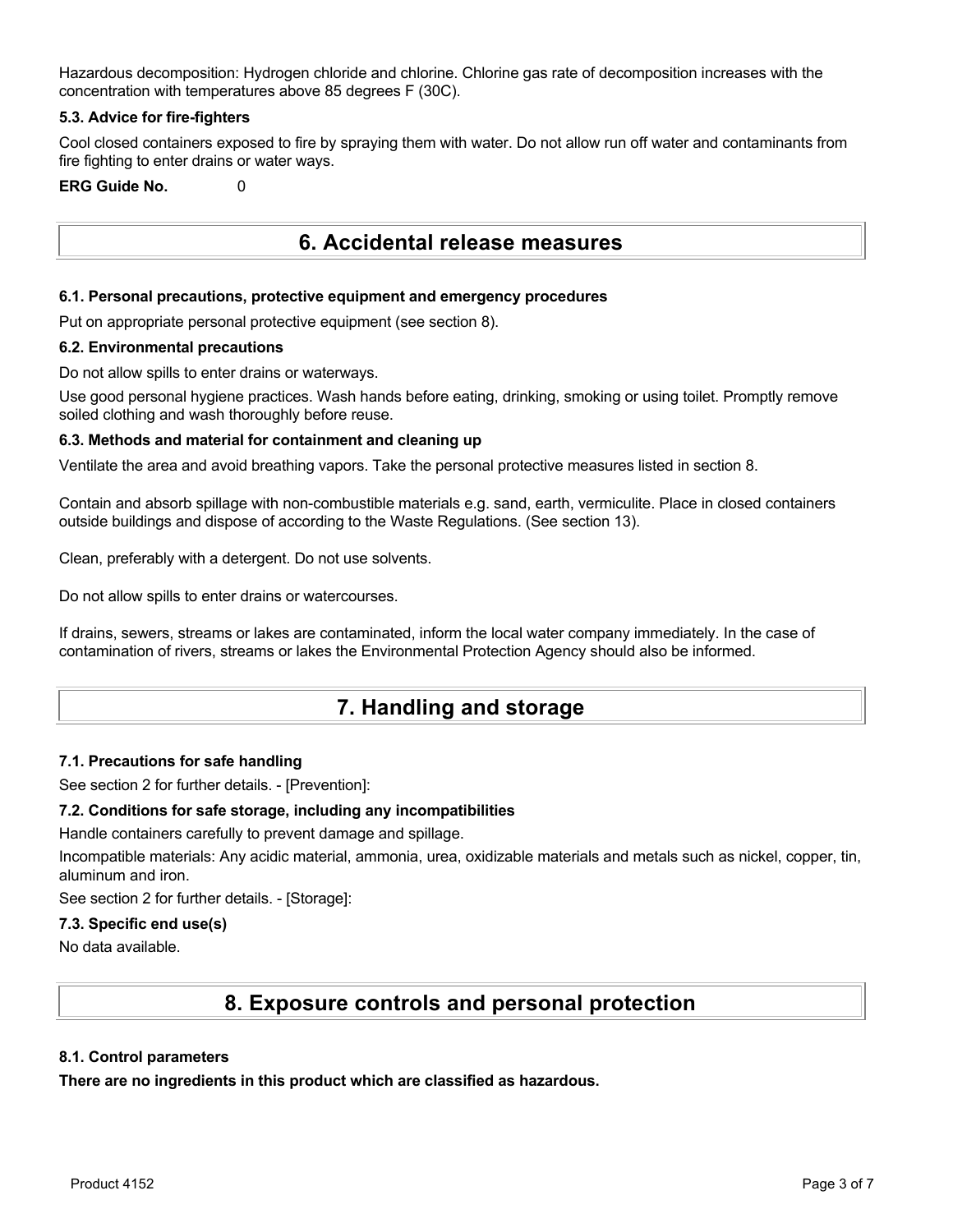Hazardous decomposition: Hydrogen chloride and chlorine. Chlorine gas rate of decomposition increases with the concentration with temperatures above 85 degrees F (30C).

#### 5.3. Advice for fire-fighters

Cool closed containers exposed to fire by spraying them with water. Do not allow run off water and contaminants from fire fighting to enter drains or water ways.

**ERG Guide No.** 0

## 6. Accidental release measures

#### 6.1. Personal precautions, protective equipment and emergency procedures

Put on appropriate personal protective equipment (see section 8).

#### 6.2. Environmental precautions

Do not allow spills to enter drains or waterways.

Use good personal hygiene practices. Wash hands before eating, drinking, smoking or using toilet. Promptly remove soiled clothing and wash thoroughly before reuse.

#### 6.3. Methods and material for containment and cleaning up

Ventilate the area and avoid breathing vapors. Take the personal protective measures listed in section 8.

Contain and absorb spillage with non-combustible materials e.g. sand, earth, vermiculite. Place in closed containers outside buildings and dispose of according to the Waste Regulations. (See section 13).

Clean, preferably with a detergent. Do not use solvents.

Do not allow spills to enter drains or watercourses.

If drains, sewers, streams or lakes are contaminated, inform the local water company immediately. In the case of contamination of rivers, streams or lakes the Environmental Protection Agency should also be informed.

## 7. Handling and storage

#### 7.1. Precautions for safe handling

See section 2 for further details. - [Prevention]:

#### 7.2. Conditions for safe storage, including any incompatibilities

Handle containers carefully to prevent damage and spillage.

Incompatible materials: Any acidic material, ammonia, urea, oxidizable materials and metals such as nickel, copper, tin, aluminum and iron.

See section 2 for further details. - [Storage]:

#### 7.3. Specific end use(s)

No data available.

## 8. Exposure controls and personal protection

#### 8.1. Control parameters

**There are no ingredients in this product which are classified as hazardous.**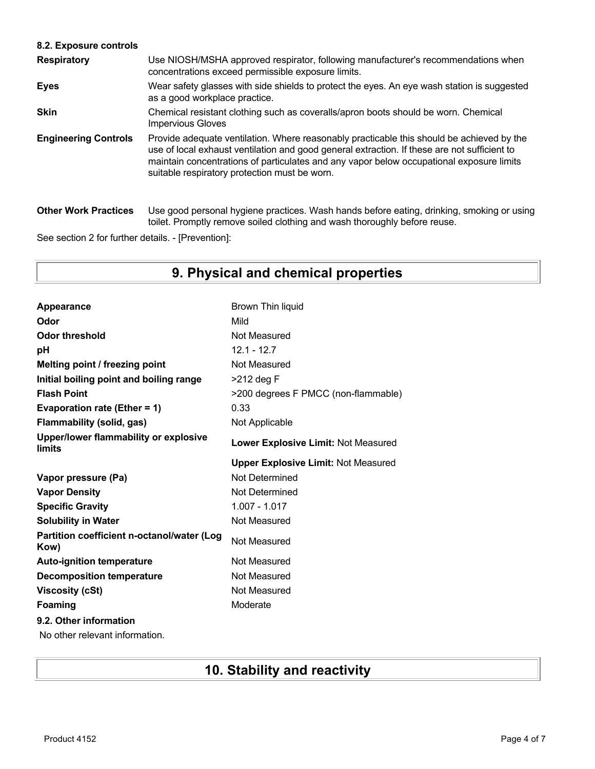### 8.2. Exposure controls

| | |
|---|---|
| **Respiratory** | Use NIOSH/MSHA approved respirator, following manufacturer's recommendations when concentrations exceed permissible exposure limits. |
| **Eyes** | Wear safety glasses with side shields to protect the eyes. An eye wash station is suggested as a good workplace practice. |
| **Skin** | Chemical resistant clothing such as coveralls/apron boots should be worn. Chemical Impervious Gloves |
| **Engineering Controls** | Provide adequate ventilation. Where reasonably practicable this should be achieved by the use of local exhaust ventilation and good general extraction. If these are not sufficient to maintain concentrations of particulates and any vapor below occupational exposure limits suitable respiratory protection must be worn. |
| **Other Work Practices** | Use good personal hygiene practices. Wash hands before eating, drinking, smoking or using toilet. Promptly remove soiled clothing and wash thoroughly before reuse. |

See section 2 for further details. - [Prevention]:

## 9. Physical and chemical properties

| | |
|---|---|
| **Appearance** | Brown Thin liquid |
| **Odor** | Mild |
| **Odor threshold** | Not Measured |
| **pH** | 12.1 - 12.7 |
| **Melting point / freezing point** | Not Measured |
| **Initial boiling point and boiling range** | >212 deg F |
| **Flash Point** | >200 degrees F PMCC (non-flammable) |
| **Evaporation rate (Ether = 1)** | 0.33 |
| **Flammability (solid, gas)** | Not Applicable |
| **Upper/lower flammability or explosive limits** | **Lower Explosive Limit:** Not Measured |
| | **Upper Explosive Limit:** Not Measured |
| **Vapor pressure (Pa)** | Not Determined |
| **Vapor Density** | Not Determined |
| **Specific Gravity** | 1.007 - 1.017 |
| **Solubility in Water** | Not Measured |
| **Partition coefficient n-octanol/water (Log Kow)** | Not Measured |
| **Auto-ignition temperature** | Not Measured |
| **Decomposition temperature** | Not Measured |
| **Viscosity (cSt)** | Not Measured |
| **Foaming** | Moderate |

### 9.2. Other information

No other relevant information.

## 10. Stability and reactivity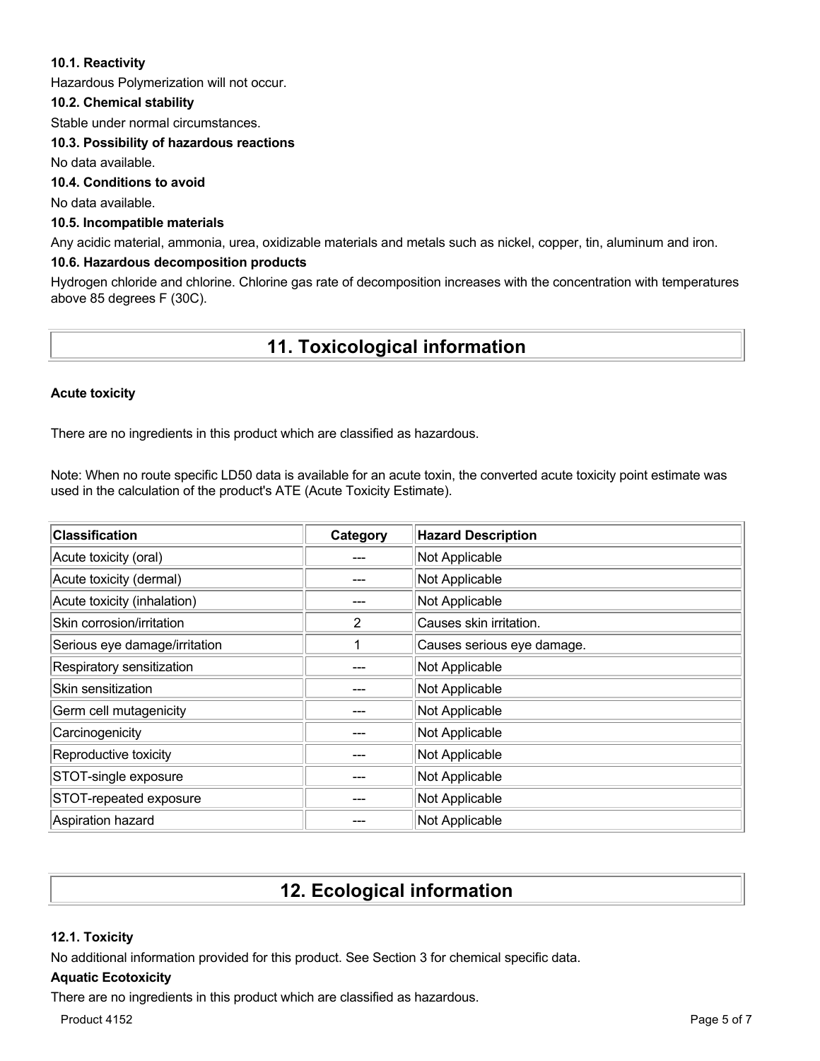### 10.1. Reactivity

Hazardous Polymerization will not occur.

### 10.2. Chemical stability

Stable under normal circumstances.

### 10.3. Possibility of hazardous reactions

No data available.

### 10.4. Conditions to avoid

No data available.

### 10.5. Incompatible materials

Any acidic material, ammonia, urea, oxidizable materials and metals such as nickel, copper, tin, aluminum and iron.

### 10.6. Hazardous decomposition products

Hydrogen chloride and chlorine. Chlorine gas rate of decomposition increases with the concentration with temperatures above 85 degrees F (30C).

## 11. Toxicological information

**Acute toxicity**

There are no ingredients in this product which are classified as hazardous.

Note: When no route specific LD50 data is available for an acute toxin, the converted acute toxicity point estimate was used in the calculation of the product's ATE (Acute Toxicity Estimate).

| Classification | Category | Hazard Description |
| --- | --- | --- |
| Acute toxicity (oral) | --- | Not Applicable |
| Acute toxicity (dermal) | --- | Not Applicable |
| Acute toxicity (inhalation) | --- | Not Applicable |
| Skin corrosion/irritation | 2 | Causes skin irritation. |
| Serious eye damage/irritation | 1 | Causes serious eye damage. |
| Respiratory sensitization | --- | Not Applicable |
| Skin sensitization | --- | Not Applicable |
| Germ cell mutagenicity | --- | Not Applicable |
| Carcinogenicity | --- | Not Applicable |
| Reproductive toxicity | --- | Not Applicable |
| STOT-single exposure | --- | Not Applicable |
| STOT-repeated exposure | --- | Not Applicable |
| Aspiration hazard | --- | Not Applicable |

## 12. Ecological information

### 12.1. Toxicity

No additional information provided for this product. See Section 3 for chemical specific data.

**Aquatic Ecotoxicity**

There are no ingredients in this product which are classified as hazardous.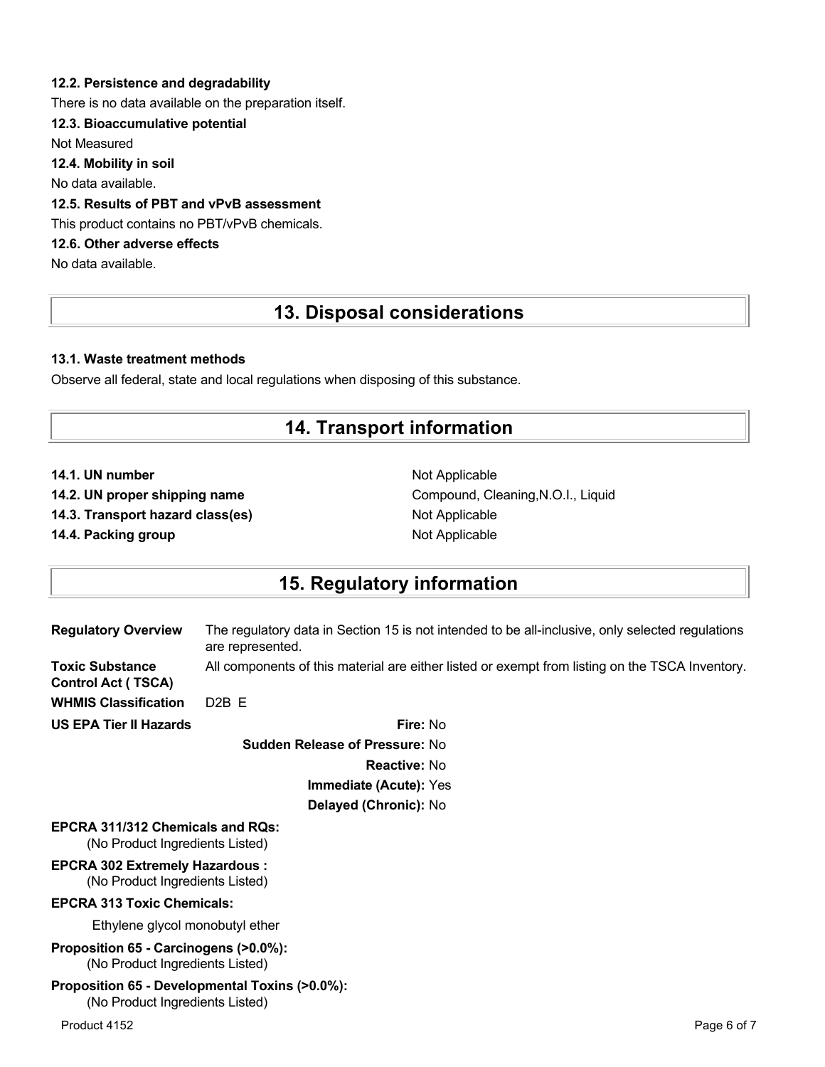#### 12.2. Persistence and degradability

There is no data available on the preparation itself.

#### 12.3. Bioaccumulative potential

Not Measured

#### 12.4. Mobility in soil

No data available.

#### 12.5. Results of PBT and vPvB assessment

This product contains no PBT/vPvB chemicals.

#### 12.6. Other adverse effects

No data available.

## 13. Disposal considerations

#### 13.1. Waste treatment methods

Observe all federal, state and local regulations when disposing of this substance.

## 14. Transport information

| | |
|---|---|
| **14.1. UN number** | Not Applicable |
| **14.2. UN proper shipping name** | Compound, Cleaning,N.O.I., Liquid |
| **14.3. Transport hazard class(es)** | Not Applicable |
| **14.4. Packing group** | Not Applicable |

## 15. Regulatory information

| | |
|---|---|
| **Regulatory Overview** | The regulatory data in Section 15 is not intended to be all-inclusive, only selected regulations are represented. |
| **Toxic Substance Control Act ( TSCA)** | All components of this material are either listed or exempt from listing on the TSCA Inventory. |
| **WHMIS Classification** | D2B E |

**US EPA Tier II Hazards**

- **Fire:** No
- **Sudden Release of Pressure:** No
- **Reactive:** No
- **Immediate (Acute):** Yes
- **Delayed (Chronic):** No

**EPCRA 311/312 Chemicals and RQs:**
(No Product Ingredients Listed)

**EPCRA 302 Extremely Hazardous :**
(No Product Ingredients Listed)

**EPCRA 313 Toxic Chemicals:**

Ethylene glycol monobutyl ether

**Proposition 65 - Carcinogens (>0.0%):**
(No Product Ingredients Listed)

**Proposition 65 - Developmental Toxins (>0.0%):**
(No Product Ingredients Listed)

Product 4152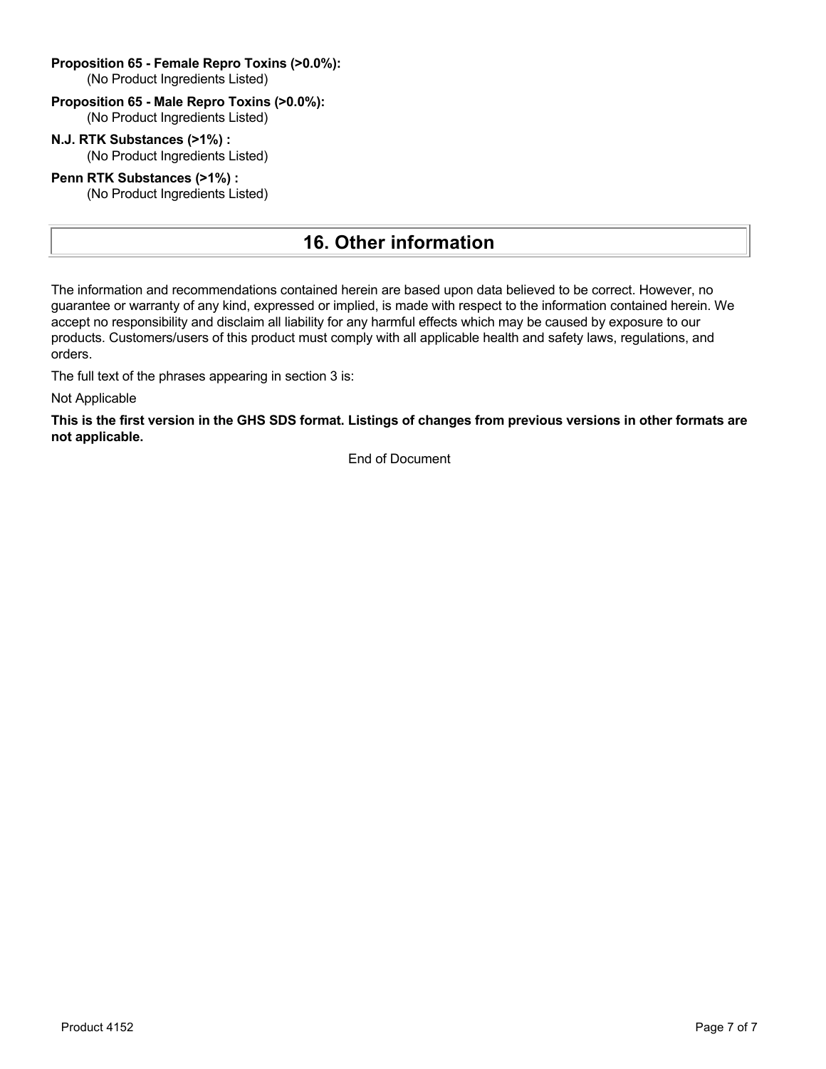**Proposition 65 - Female Repro Toxins (>0.0%):**
(No Product Ingredients Listed)

**Proposition 65 - Male Repro Toxins (>0.0%):**
(No Product Ingredients Listed)

**N.J. RTK Substances (>1%) :**
(No Product Ingredients Listed)

**Penn RTK Substances (>1%) :**
(No Product Ingredients Listed)

## 16. Other information

The information and recommendations contained herein are based upon data believed to be correct. However, no guarantee or warranty of any kind, expressed or implied, is made with respect to the information contained herein. We accept no responsibility and disclaim all liability for any harmful effects which may be caused by exposure to our products. Customers/users of this product must comply with all applicable health and safety laws, regulations, and orders.

The full text of the phrases appearing in section 3 is:

Not Applicable

**This is the first version in the GHS SDS format. Listings of changes from previous versions in other formats are not applicable.**

End of Document